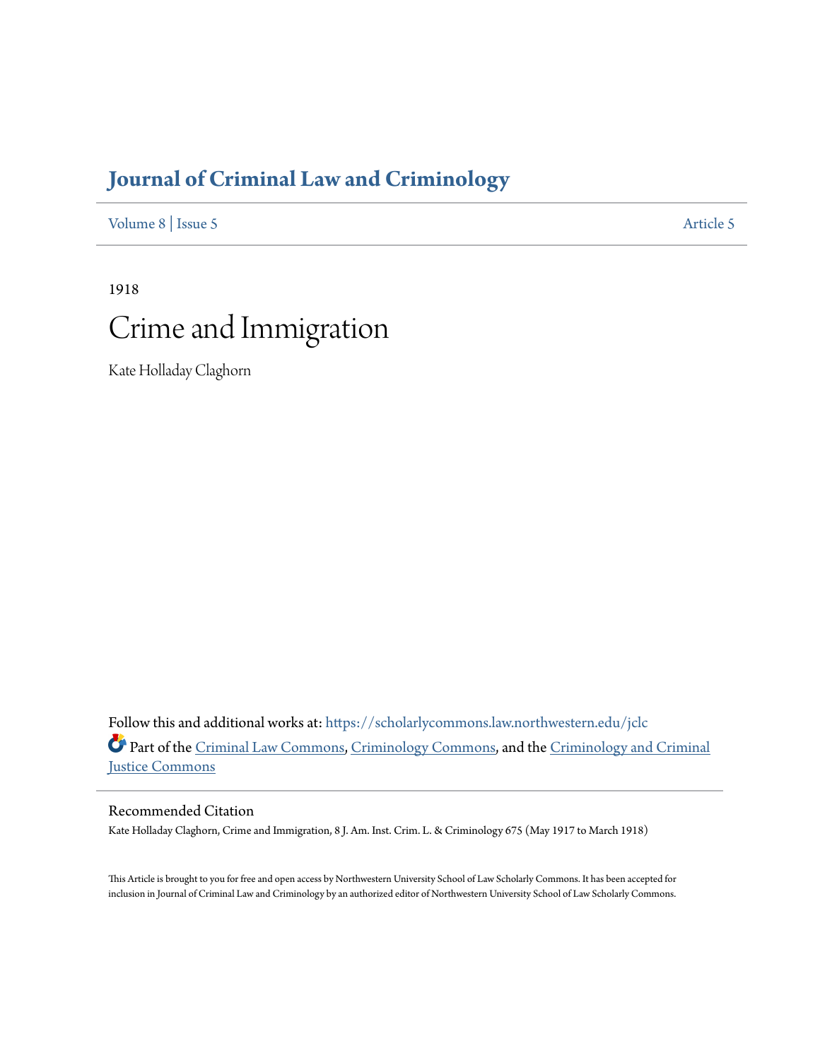# Journal of Criminal Law and Criminology

Volume 8 | Issue 5 Article 5

1918

# Crime and Immigration

Kate Holladay Claghorn

Follow this and additional works at: https://scholarlycommons.law.northwestern.edu/jclc

Part of the Criminal Law Commons, Criminology Commons, and the Criminology and Criminal Justice Commons

## Recommended Citation

Kate Holladay Claghorn, Crime and Immigration, 8 J. Am. Inst. Crim. L. & Criminology 675 (May 1917 to March 1918)

This Article is brought to you for free and open access by Northwestern University School of Law Scholarly Commons. It has been accepted for inclusion in Journal of Criminal Law and Criminology by an authorized editor of Northwestern University School of Law Scholarly Commons.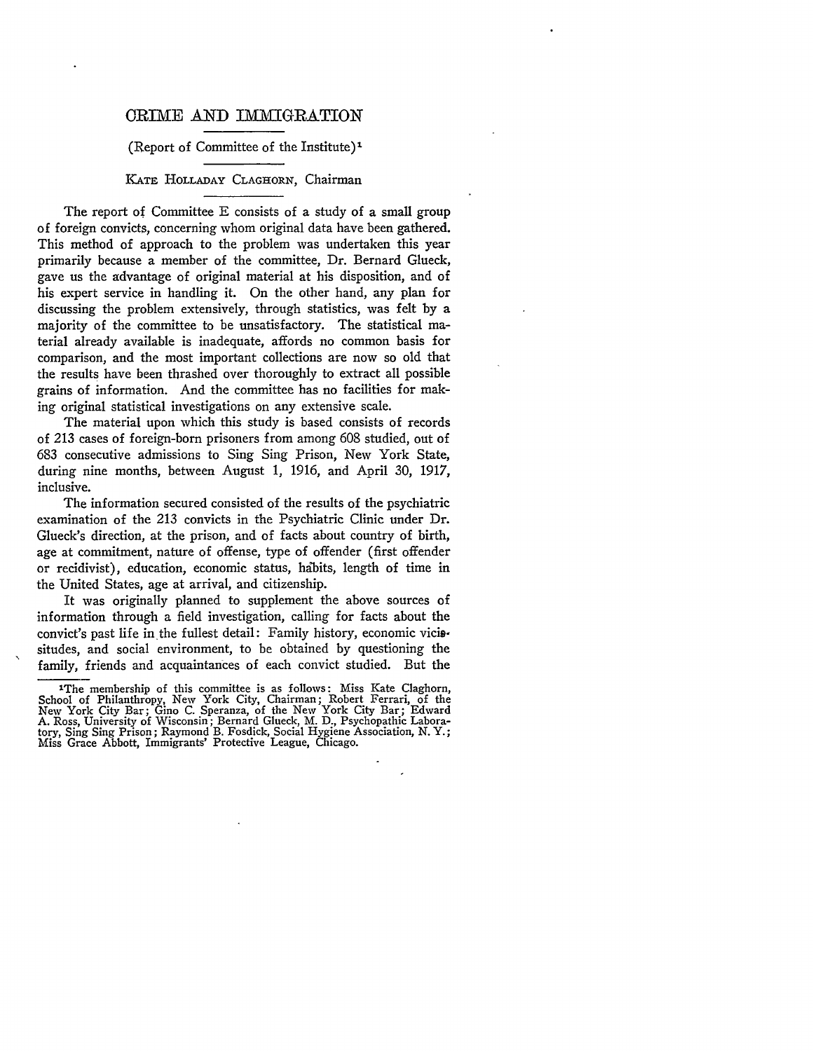# CRIME AND IMMIGRATION

(Report of Committee of the Institute)[1]

KATE HOLLADAY CLAGHORN, Chairman

The report of Committee E consists of a study of a small group of foreign convicts, concerning whom original data have been gathered. This method of approach to the problem was undertaken this year primarily because a member of the committee, Dr. Bernard Glueck, gave us the advantage of original material at his disposition, and of his expert service in handling it. On the other hand, any plan for discussing the problem extensively, through statistics, was felt by a majority of the committee to be unsatisfactory. The statistical material already available is inadequate, affords no common basis for comparison, and the most important collections are now so old that the results have been thrashed over thoroughly to extract all possible grains of information. And the committee has no facilities for making original statistical investigations on any extensive scale.

The material upon which this study is based consists of records of 213 cases of foreign-born prisoners from among 608 studied, out of 683 consecutive admissions to Sing Sing Prison, New York State, during nine months, between August 1, 1916, and April 30, 1917, inclusive.

The information secured consisted of the results of the psychiatric examination of the 213 convicts in the Psychiatric Clinic under Dr. Glueck's direction, at the prison, and of facts about country of birth, age at commitment, nature of offense, type of offender (first offender or recidivist), education, economic status, habits, length of time in the United States, age at arrival, and citizenship.

It was originally planned to supplement the above sources of information through a field investigation, calling for facts about the convict's past life in the fullest detail: Family history, economic vicissitudes, and social environment, to be obtained by questioning the family, friends and acquaintances of each convict studied. But the

[1]The membership of this committee is as follows: Miss Kate Claghorn, School of Philanthropy, New York City, Chairman; Robert Ferrari, of the New York City Bar; Gino C. Speranza, of the New York City Bar; Edward A. Ross, University of Wisconsin; Bernard Glueck, M. D., Psychopathic Laboratory, Sing Sing Prison; Raymond B. Fosdick, Social Hygiene Association, N. Y.; Miss Grace Abbott, Immigrants' Protective League, Chicago.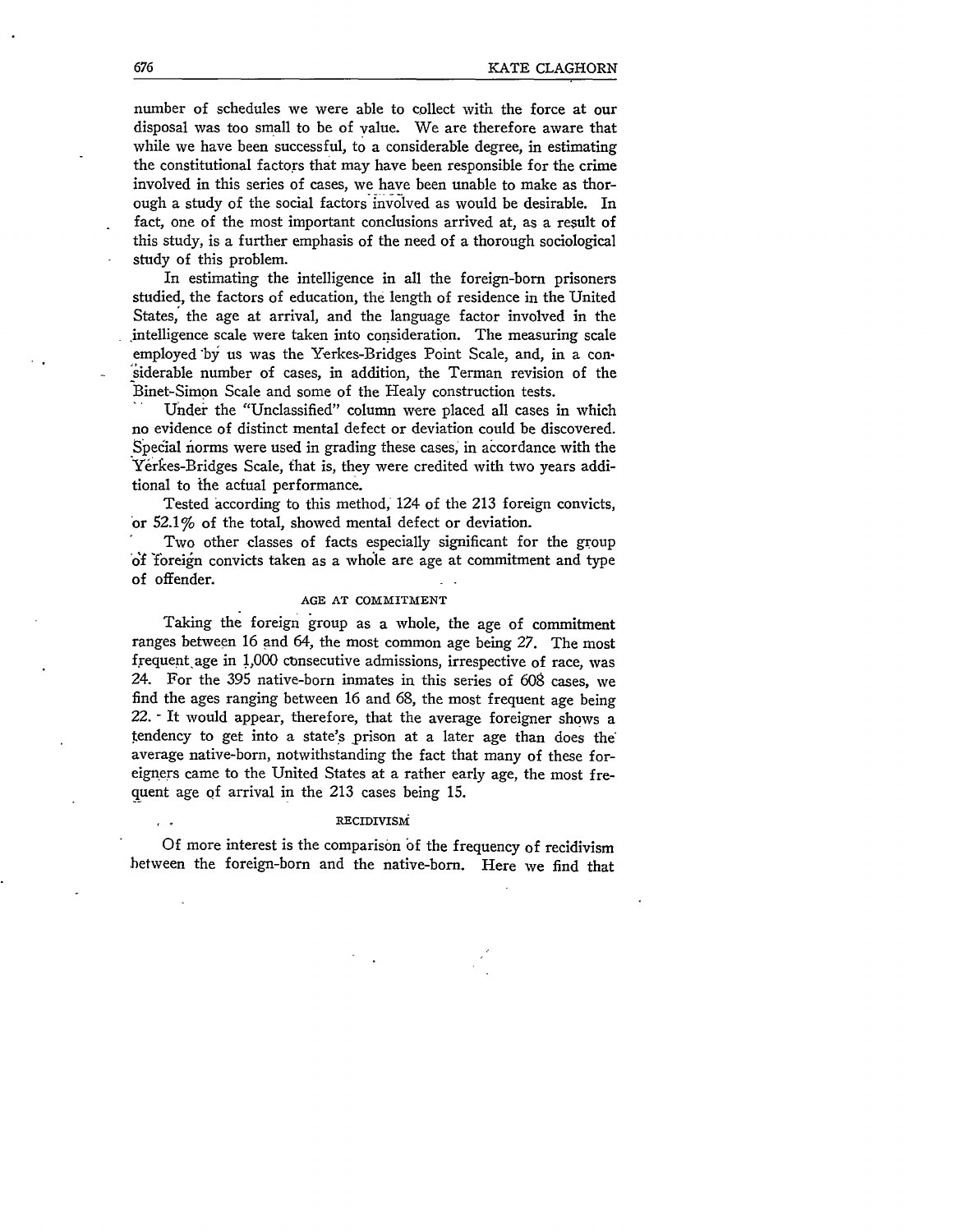number of schedules we were able to collect with the force at our disposal was too small to be of value. We are therefore aware that while we have been successful, to a considerable degree, in estimating the constitutional factors that may have been responsible for the crime involved in this series of cases, we have been unable to make as thorough a study of the social factors involved as would be desirable. In fact, one of the most important conclusions arrived at, as a result of this study, is a further emphasis of the need of a thorough sociological study of this problem.

In estimating the intelligence in all the foreign-born prisoners studied, the factors of education, the length of residence in the United States, the age at arrival, and the language factor involved in the intelligence scale were taken into consideration. The measuring scale employed by us was the Yerkes-Bridges Point Scale, and, in a considerable number of cases, in addition, the Terman revision of the Binet-Simon Scale and some of the Healy construction tests.

Under the "Unclassified" column were placed all cases in which no evidence of distinct mental defect or deviation could be discovered. Special norms were used in grading these cases, in accordance with the Yerkes-Bridges Scale, that is, they were credited with two years additional to the actual performance.

Tested according to this method, 124 of the 213 foreign convicts, or 52.1% of the total, showed mental defect or deviation.

Two other classes of facts especially significant for the group of foreign convicts taken as a whole are age at commitment and type of offender.

### AGE AT COMMITMENT

Taking the foreign group as a whole, the age of commitment ranges between 16 and 64, the most common age being 27. The most frequent age in 1,000 consecutive admissions, irrespective of race, was 24. For the 395 native-born inmates in this series of 608 cases, we find the ages ranging between 16 and 68, the most frequent age being 22. It would appear, therefore, that the average foreigner shows a tendency to get into a state's prison at a later age than does the average native-born, notwithstanding the fact that many of these foreigners came to the United States at a rather early age, the most frequent age of arrival in the 213 cases being 15.

### RECIDIVISM

Of more interest is the comparison of the frequency of recidivism between the foreign-born and the native-born. Here we find that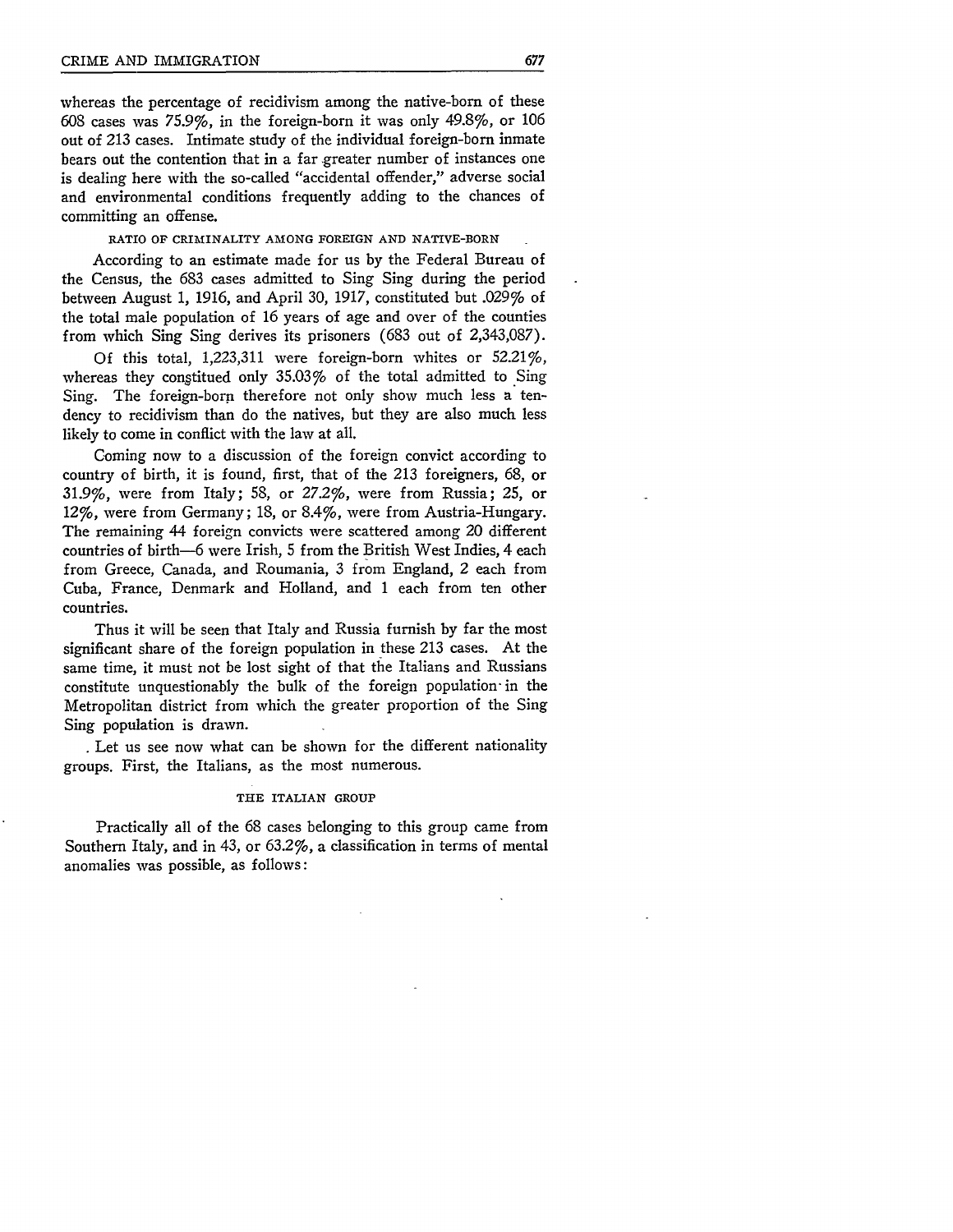whereas the percentage of recidivism among the native-born of these 608 cases was 75.9%, in the foreign-born it was only 49.8%, or 106 out of 213 cases. Intimate study of the individual foreign-born inmate bears out the contention that in a far greater number of instances one is dealing here with the so-called "accidental offender," adverse social and environmental conditions frequently adding to the chances of committing an offense.

### RATIO OF CRIMINALITY AMONG FOREIGN AND NATIVE-BORN

According to an estimate made for us by the Federal Bureau of the Census, the 683 cases admitted to Sing Sing during the period between August 1, 1916, and April 30, 1917, constituted but .029% of the total male population of 16 years of age and over of the counties from which Sing Sing derives its prisoners (683 out of 2,343,087).

Of this total, 1,223,311 were foreign-born whites or 52.21%, whereas they constitued only 35.03% of the total admitted to Sing Sing. The foreign-born therefore not only show much less a tendency to recidivism than do the natives, but they are also much less likely to come in conflict with the law at all.

Coming now to a discussion of the foreign convict according to country of birth, it is found, first, that of the 213 foreigners, 68, or 31.9%, were from Italy; 58, or 27.2%, were from Russia; 25, or 12%, were from Germany; 18, or 8.4%, were from Austria-Hungary. The remaining 44 foreign convicts were scattered among 20 different countries of birth—6 were Irish, 5 from the British West Indies, 4 each from Greece, Canada, and Roumania, 3 from England, 2 each from Cuba, France, Denmark and Holland, and 1 each from ten other countries.

Thus it will be seen that Italy and Russia furnish by far the most significant share of the foreign population in these 213 cases. At the same time, it must not be lost sight of that the Italians and Russians constitute unquestionably the bulk of the foreign population in the Metropolitan district from which the greater proportion of the Sing Sing population is drawn.

Let us see now what can be shown for the different nationality groups. First, the Italians, as the most numerous.

### THE ITALIAN GROUP

Practically all of the 68 cases belonging to this group came from Southern Italy, and in 43, or 63.2%, a classification in terms of mental anomalies was possible, as follows: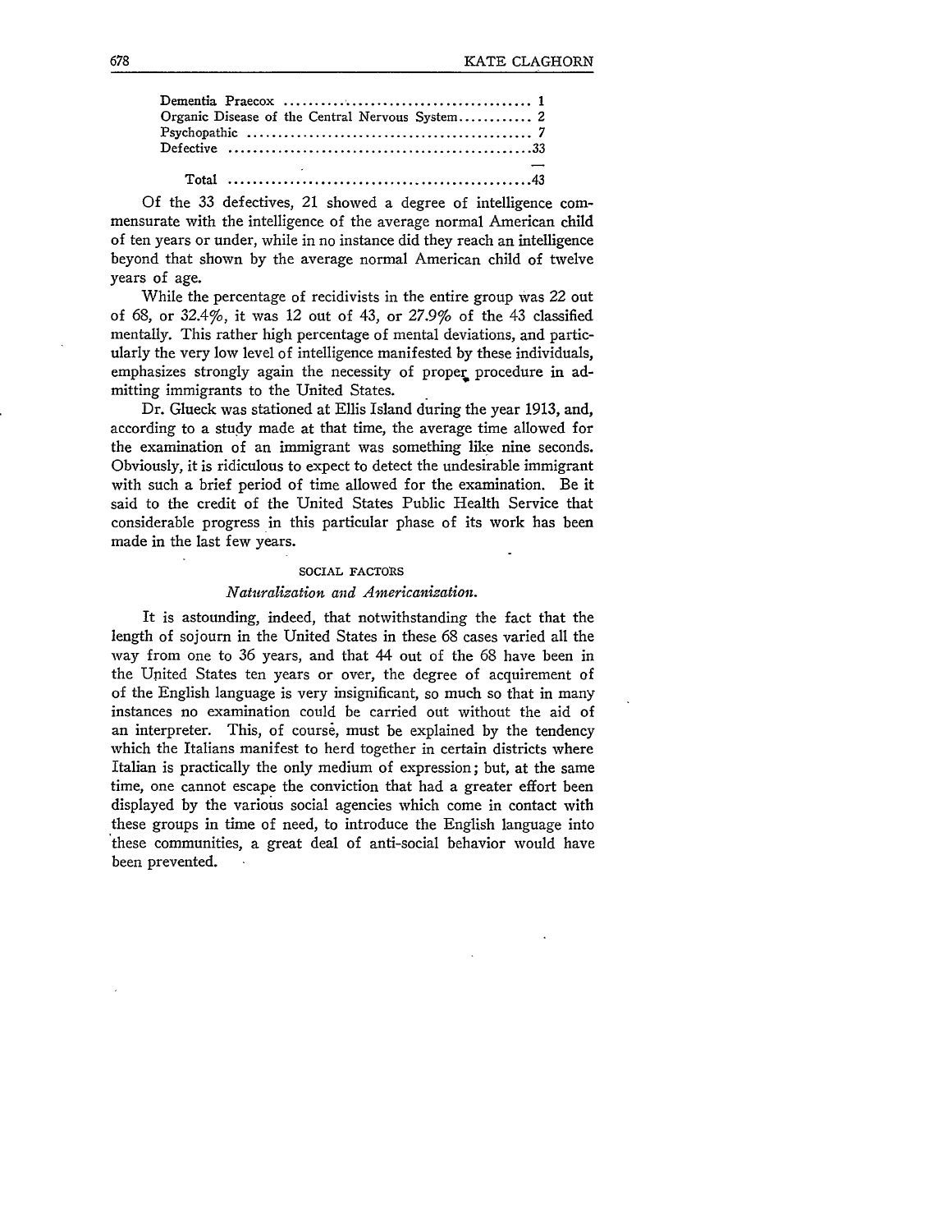| | |
|---|---|
| Dementia Praecox | 1 |
| Organic Disease of the Central Nervous System | 2 |
| Psychopathic | 7 |
| Defective | 33 |
| Total | 43 |

Of the 33 defectives, 21 showed a degree of intelligence commensurate with the intelligence of the average normal American child of ten years or under, while in no instance did they reach an intelligence beyond that shown by the average normal American child of twelve years of age.

While the percentage of recidivists in the entire group was 22 out of 68, or 32.4%, it was 12 out of 43, or 27.9% of the 43 classified mentally. This rather high percentage of mental deviations, and particularly the very low level of intelligence manifested by these individuals, emphasizes strongly again the necessity of proper procedure in admitting immigrants to the United States.

Dr. Glueck was stationed at Ellis Island during the year 1913, and, according to a study made at that time, the average time allowed for the examination of an immigrant was something like nine seconds. Obviously, it is ridiculous to expect to detect the undesirable immigrant with such a brief period of time allowed for the examination. Be it said to the credit of the United States Public Health Service that considerable progress in this particular phase of its work has been made in the last few years.

## SOCIAL FACTORS

### *Naturalization and Americanization.*

It is astounding, indeed, that notwithstanding the fact that the length of sojourn in the United States in these 68 cases varied all the way from one to 36 years, and that 44 out of the 68 have been in the United States ten years or over, the degree of acquirement of of the English language is very insignificant, so much so that in many instances no examination could be carried out without the aid of an interpreter. This, of course, must be explained by the tendency which the Italians manifest to herd together in certain districts where Italian is practically the only medium of expression; but, at the same time, one cannot escape the conviction that had a greater effort been displayed by the various social agencies which come in contact with these groups in time of need, to introduce the English language into these communities, a great deal of anti-social behavior would have been prevented.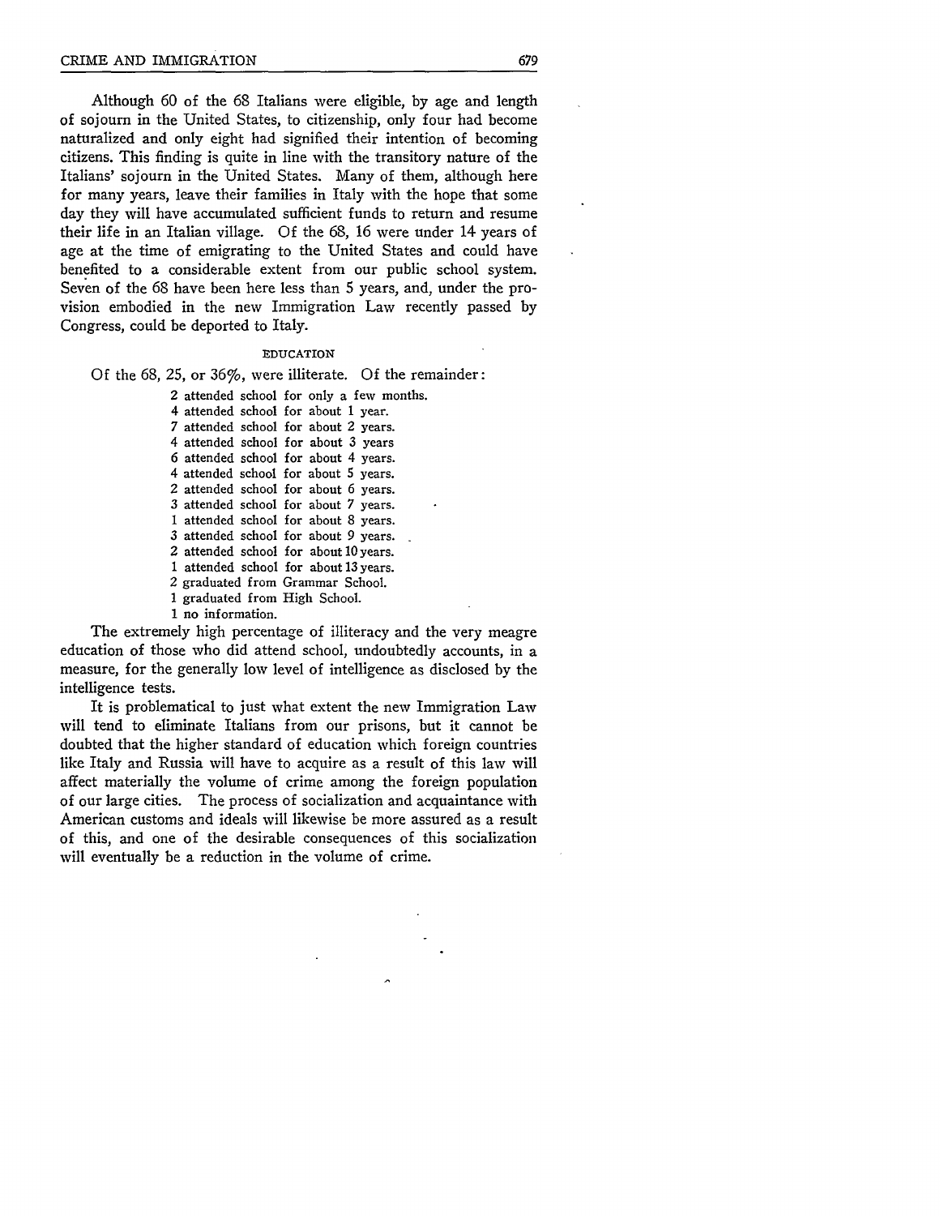Although 60 of the 68 Italians were eligible, by age and length of sojourn in the United States, to citizenship, only four had become naturalized and only eight had signified their intention of becoming citizens. This finding is quite in line with the transitory nature of the Italians' sojourn in the United States. Many of them, although here for many years, leave their families in Italy with the hope that some day they will have accumulated sufficient funds to return and resume their life in an Italian village. Of the 68, 16 were under 14 years of age at the time of emigrating to the United States and could have benefited to a considerable extent from our public school system. Seven of the 68 have been here less than 5 years, and, under the provision embodied in the new Immigration Law recently passed by Congress, could be deported to Italy.

### EDUCATION

Of the 68, 25, or 36%, were illiterate. Of the remainder:

- 2 attended school for only a few months.
- 4 attended school for about 1 year.
- 7 attended school for about 2 years.
- 4 attended school for about 3 years
- 6 attended school for about 4 years.
- 4 attended school for about 5 years.
- 2 attended school for about 6 years.
- 3 attended school for about 7 years.
- 1 attended school for about 8 years.
- 3 attended school for about 9 years.
- 2 attended school for about 10 years.
- 1 attended school for about 13 years.
- 2 graduated from Grammar School.
- 1 graduated from High School.
- 1 no information.

The extremely high percentage of illiteracy and the very meagre education of those who did attend school, undoubtedly accounts, in a measure, for the generally low level of intelligence as disclosed by the intelligence tests.

It is problematical to just what extent the new Immigration Law will tend to eliminate Italians from our prisons, but it cannot be doubted that the higher standard of education which foreign countries like Italy and Russia will have to acquire as a result of this law will affect materially the volume of crime among the foreign population of our large cities. The process of socialization and acquaintance with American customs and ideals will likewise be more assured as a result of this, and one of the desirable consequences of this socialization will eventually be a reduction in the volume of crime.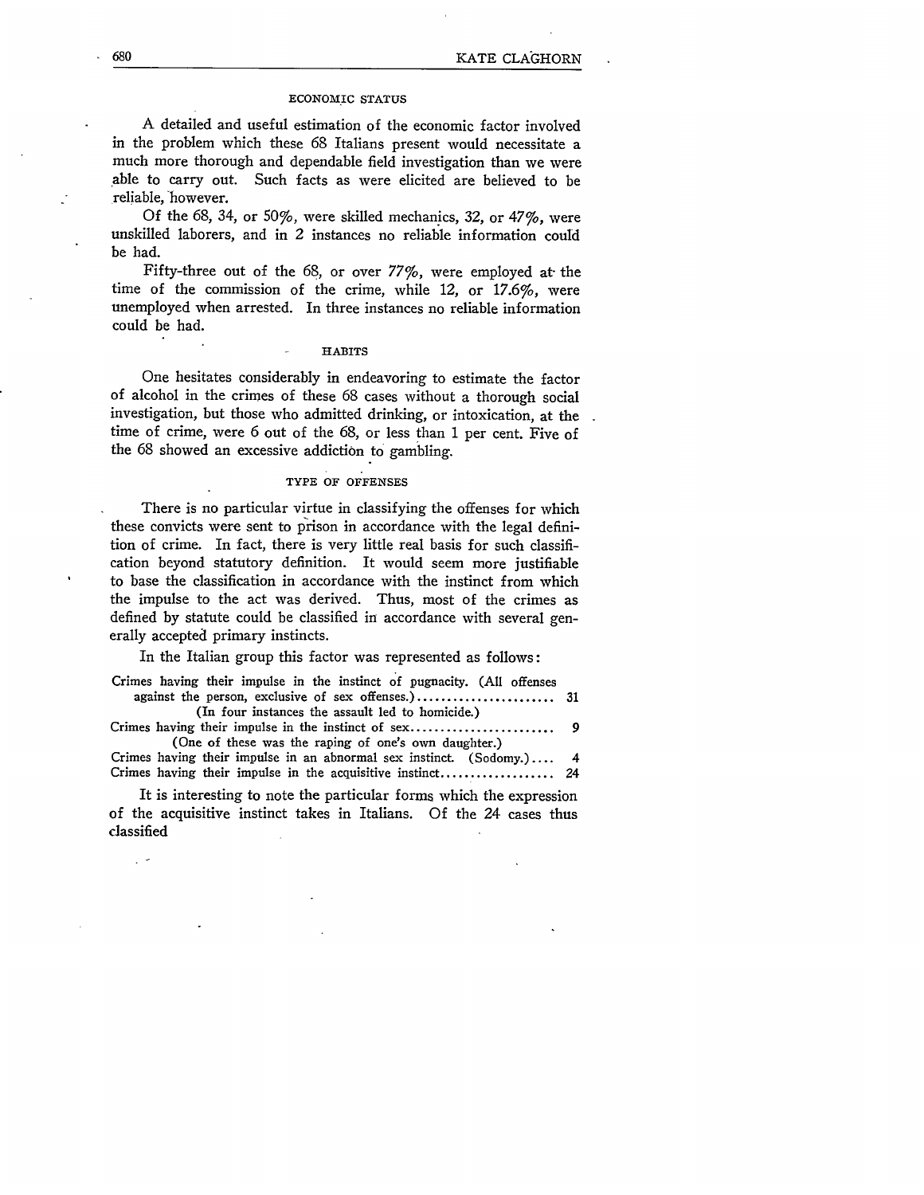### ECONOMIC STATUS

A detailed and useful estimation of the economic factor involved in the problem which these 68 Italians present would necessitate a much more thorough and dependable field investigation than we were able to carry out. Such facts as were elicited are believed to be reliable, however.

Of the 68, 34, or 50%, were skilled mechanics, 32, or 47%, were unskilled laborers, and in 2 instances no reliable information could be had.

Fifty-three out of the 68, or over 77%, were employed at the time of the commission of the crime, while 12, or 17.6%, were unemployed when arrested. In three instances no reliable information could be had.

### HABITS

One hesitates considerably in endeavoring to estimate the factor of alcohol in the crimes of these 68 cases without a thorough social investigation, but those who admitted drinking, or intoxication, at the time of crime, were 6 out of the 68, or less than 1 per cent. Five of the 68 showed an excessive addiction to gambling.

### TYPE OF OFFENSES

There is no particular virtue in classifying the offenses for which these convicts were sent to prison in accordance with the legal definition of crime. In fact, there is very little real basis for such classification beyond statutory definition. It would seem more justifiable to base the classification in accordance with the instinct from which the impulse to the act was derived. Thus, most of the crimes as defined by statute could be classified in accordance with several generally accepted primary instincts.

In the Italian group this factor was represented as follows:

| | |
|---|---|
| Crimes having their impulse in the instinct of pugnacity. (All offenses against the person, exclusive of sex offenses.) (In four instances the assault led to homicide.) | 31 |
| Crimes having their impulse in the instinct of sex (One of these was the raping of one's own daughter.) | 9 |
| Crimes having their impulse in an abnormal sex instinct. (Sodomy.) | 4 |
| Crimes having their impulse in the acquisitive instinct | 24 |

It is interesting to note the particular forms which the expression of the acquisitive instinct takes in Italians. Of the 24 cases thus classified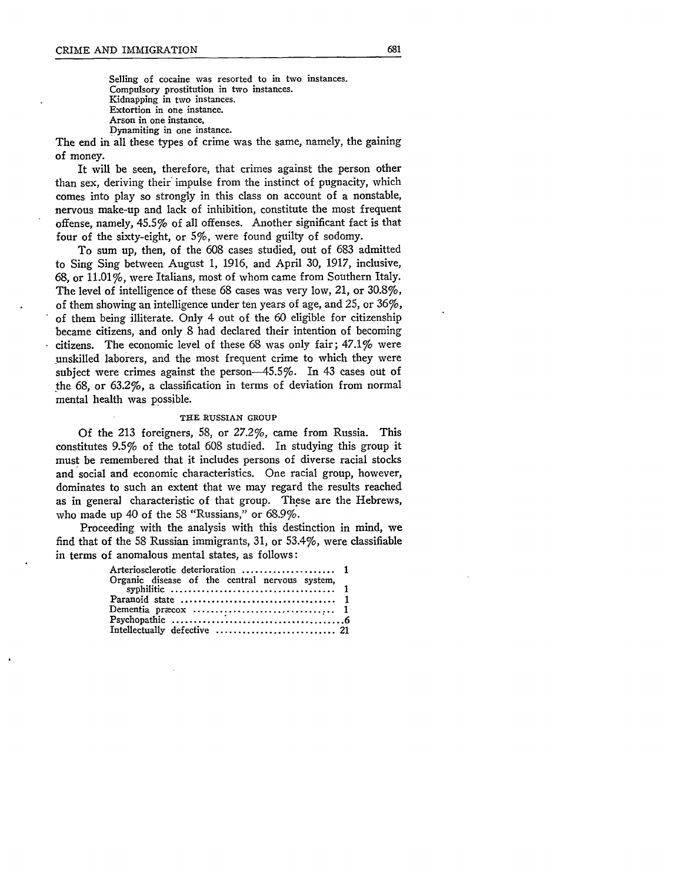Selling of cocaine was resorted to in two instances.
Compulsory prostitution in two instances.
Kidnapping in two instances.
Extortion in one instance.
Arson in one instance.
Dynamiting in one instance.

The end in all these types of crime was the same, namely, the gaining of money.

It will be seen, therefore, that crimes against the person other than sex, deriving their impulse from the instinct of pugnacity, which comes into play so strongly in this class on account of a nonstable, nervous make-up and lack of inhibition, constitute the most frequent offense, namely, 45.5% of all offenses. Another significant fact is that four of the sixty-eight, or 5%, were found guilty of sodomy.

To sum up, then, of the 608 cases studied, out of 683 admitted to Sing Sing between August 1, 1916, and April 30, 1917, inclusive, 68, or 11.01%, were Italians, most of whom came from Southern Italy. The level of intelligence of these 68 cases was very low, 21, or 30.8%, of them showing an intelligence under ten years of age, and 25, or 36%, of them being illiterate. Only 4 out of the 60 eligible for citizenship became citizens, and only 8 had declared their intention of becoming citizens. The economic level of these 68 was only fair; 47.1% were unskilled laborers, and the most frequent crime to which they were subject were crimes against the person—45.5%. In 43 cases out of the 68, or 63.2%, a classification in terms of deviation from normal mental health was possible.

### THE RUSSIAN GROUP

Of the 213 foreigners, 58, or 27.2%, came from Russia. This constitutes 9.5% of the total 608 studied. In studying this group it must be remembered that it includes persons of diverse racial stocks and social and economic characteristics. One racial group, however, dominates to such an extent that we may regard the results reached as in general characteristic of that group. These are the Hebrews, who made up 40 of the 58 "Russians," or 68.9%.

Proceeding with the analysis with this destinction in mind, we find that of the 58 Russian immigrants, 31, or 53.4%, were classifiable in terms of anomalous mental states, as follows:

| | |
|---|---|
| Arteriosclerotic deterioration | 1 |
| Organic disease of the central nervous system, syphilitic | 1 |
| Paranoid state | 1 |
| Dementia præcox | 1 |
| Psychopathic | 6 |
| Intellectually defective | 21 |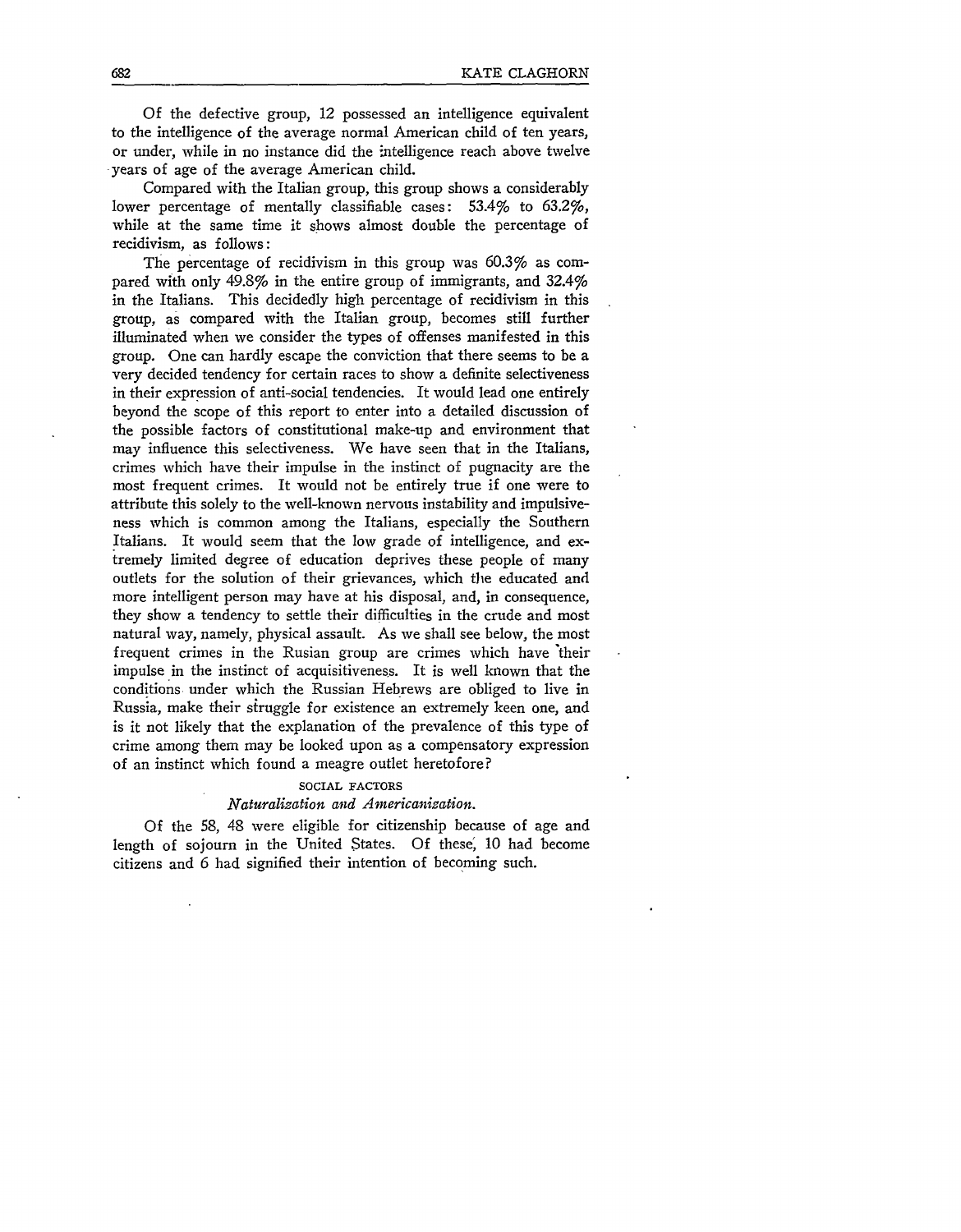Of the defective group, 12 possessed an intelligence equivalent to the intelligence of the average normal American child of ten years, or under, while in no instance did the intelligence reach above twelve years of age of the average American child.

Compared with the Italian group, this group shows a considerably lower percentage of mentally classifiable cases: 53.4% to 63.2%, while at the same time it shows almost double the percentage of recidivism, as follows:

The percentage of recidivism in this group was 60.3% as compared with only 49.8% in the entire group of immigrants, and 32.4% in the Italians. This decidedly high percentage of recidivism in this group, as compared with the Italian group, becomes still further illuminated when we consider the types of offenses manifested in this group. One can hardly escape the conviction that there seems to be a very decided tendency for certain races to show a definite selectiveness in their expression of anti-social tendencies. It would lead one entirely beyond the scope of this report to enter into a detailed discussion of the possible factors of constitutional make-up and environment that may influence this selectiveness. We have seen that in the Italians, crimes which have their impulse in the instinct of pugnacity are the most frequent crimes. It would not be entirely true if one were to attribute this solely to the well-known nervous instability and impulsiveness which is common among the Italians, especially the Southern Italians. It would seem that the low grade of intelligence, and extremely limited degree of education deprives these people of many outlets for the solution of their grievances, which the educated and more intelligent person may have at his disposal, and, in consequence, they show a tendency to settle their difficulties in the crude and most natural way, namely, physical assault. As we shall see below, the most frequent crimes in the Rusian group are crimes which have their impulse in the instinct of acquisitiveness. It is well known that the conditions under which the Russian Hebrews are obliged to live in Russia, make their struggle for existence an extremely keen one, and is it not likely that the explanation of the prevalence of this type of crime among them may be looked upon as a compensatory expression of an instinct which found a meagre outlet heretofore?

## SOCIAL FACTORS

### *Naturalization and Americanization.*

Of the 58, 48 were eligible for citizenship because of age and length of sojourn in the United States. Of these, 10 had become citizens and 6 had signified their intention of becoming such.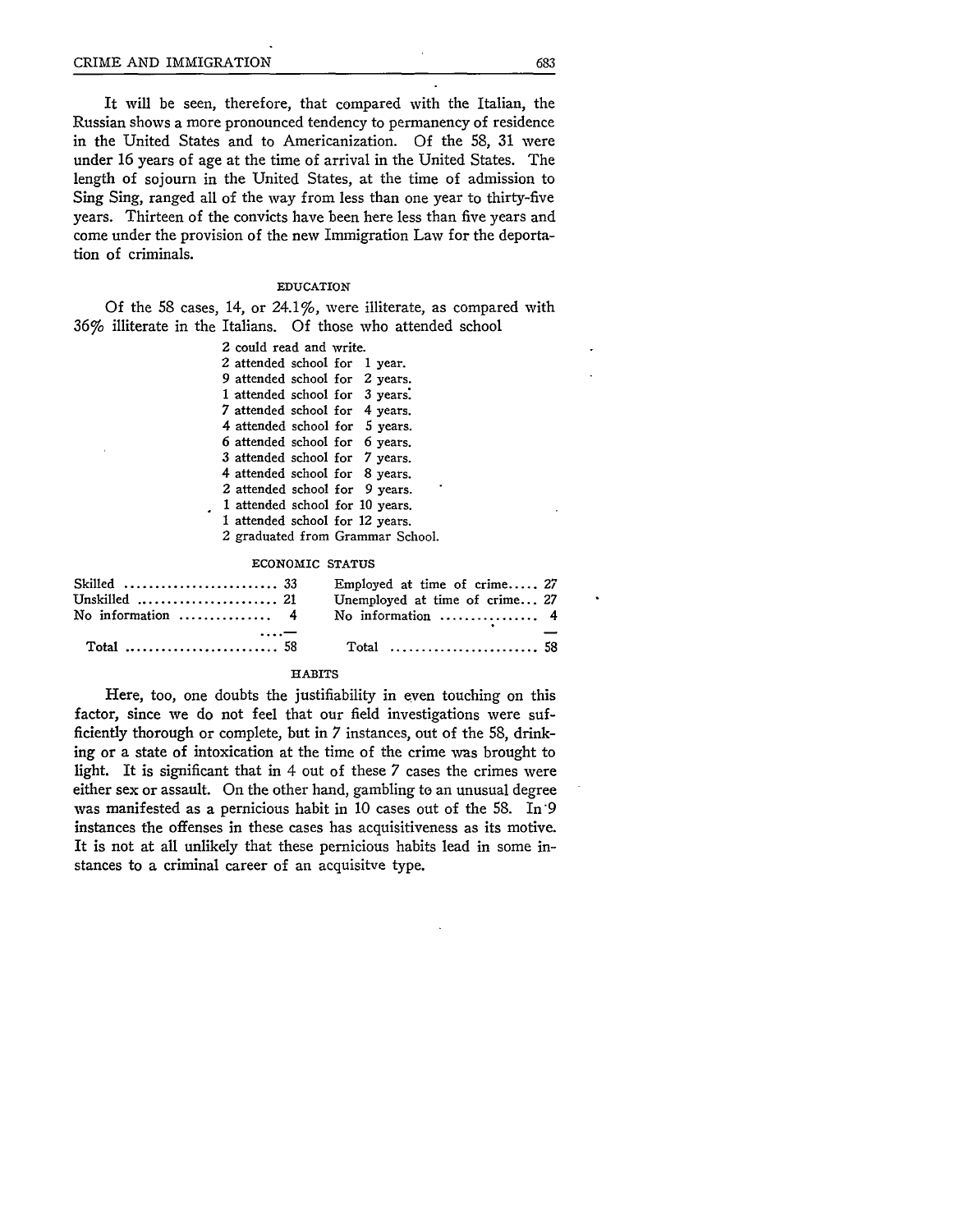It will be seen, therefore, that compared with the Italian, the Russian shows a more pronounced tendency to permanency of residence in the United States and to Americanization. Of the 58, 31 were under 16 years of age at the time of arrival in the United States. The length of sojourn in the United States, at the time of admission to Sing Sing, ranged all of the way from less than one year to thirty-five years. Thirteen of the convicts have been here less than five years and come under the provision of the new Immigration Law for the deportation of criminals.

### EDUCATION

Of the 58 cases, 14, or 24.1%, were illiterate, as compared with 36% illiterate in the Italians. Of those who attended school

- 2 could read and write.
- 2 attended school for 1 year.
- 9 attended school for 2 years.
- 1 attended school for 3 years.
- 7 attended school for 4 years.
- 4 attended school for 5 years.
- 6 attended school for 6 years.
- 3 attended school for 7 years.
- 4 attended school for 8 years.
- 2 attended school for 9 years.
- 1 attended school for 10 years.
- 1 attended school for 12 years.
- 2 graduated from Grammar School.

### ECONOMIC STATUS

| | | | |
|---|---|---|---|
| Skilled | 33 | Employed at time of crime | 27 |
| Unskilled | 21 | Unemployed at time of crime | 27 |
| No information | 4 | No information | 4 |
| Total | 58 | Total | 58 |

### HABITS

Here, too, one doubts the justifiability in even touching on this factor, since we do not feel that our field investigations were sufficiently thorough or complete, but in 7 instances, out of the 58, drinking or a state of intoxication at the time of the crime was brought to light. It is significant that in 4 out of these 7 cases the crimes were either sex or assault. On the other hand, gambling to an unusual degree was manifested as a pernicious habit in 10 cases out of the 58. In 9 instances the offenses in these cases has acquisitiveness as its motive. It is not at all unlikely that these pernicious habits lead in some instances to a criminal career of an acquisitve type.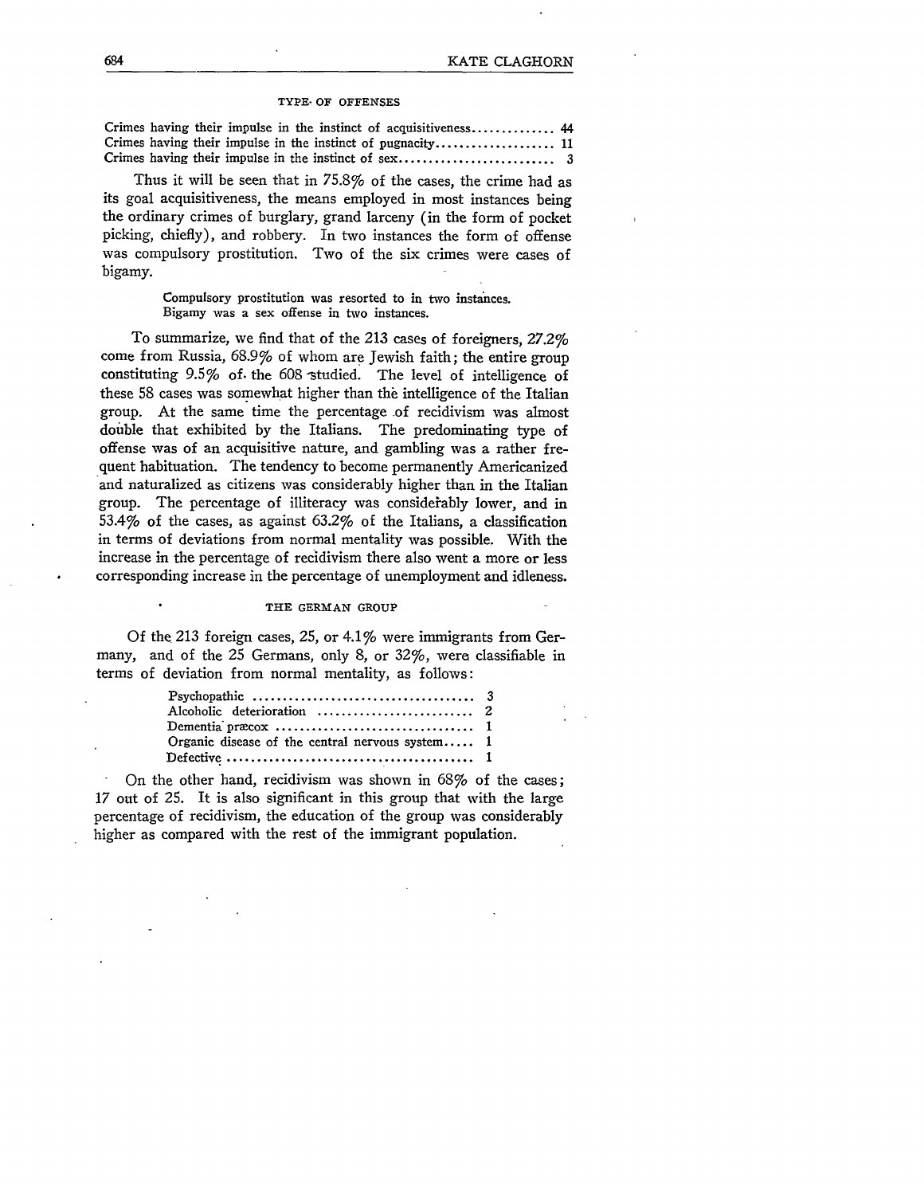#### TYPE OF OFFENSES

| | |
|---|---|
| Crimes having their impulse in the instinct of acquisitiveness | 44 |
| Crimes having their impulse in the instinct of pugnacity | 11 |
| Crimes having their impulse in the instinct of sex | 3 |

Thus it will be seen that in 75.8% of the cases, the crime had as its goal acquisitiveness, the means employed in most instances being the ordinary crimes of burglary, grand larceny (in the form of pocket picking, chiefly), and robbery. In two instances the form of offense was compulsory prostitution. Two of the six crimes were cases of bigamy.

> Compulsory prostitution was resorted to in two instances.
> Bigamy was a sex offense in two instances.

To summarize, we find that of the 213 cases of foreigners, 27.2% come from Russia, 68.9% of whom are Jewish faith; the entire group constituting 9.5% of the 608 studied. The level of intelligence of these 58 cases was somewhat higher than the intelligence of the Italian group. At the same time the percentage of recidivism was almost double that exhibited by the Italians. The predominating type of offense was of an acquisitive nature, and gambling was a rather frequent habituation. The tendency to become permanently Americanized and naturalized as citizens was considerably higher than in the Italian group. The percentage of illiteracy was considerably lower, and in 53.4% of the cases, as against 63.2% of the Italians, a classification in terms of deviations from normal mentality was possible. With the increase in the percentage of recidivism there also went a more or less corresponding increase in the percentage of unemployment and idleness.

#### THE GERMAN GROUP

Of the 213 foreign cases, 25, or 4.1% were immigrants from Germany, and of the 25 Germans, only 8, or 32%, were classifiable in terms of deviation from normal mentality, as follows:

| | |
|---|---|
| Psychopathic | 3 |
| Alcoholic deterioration | 2 |
| Dementia præcox | 1 |
| Organic disease of the central nervous system | 1 |
| Defective | 1 |

On the other hand, recidivism was shown in 68% of the cases; 17 out of 25. It is also significant in this group that with the large percentage of recidivism, the education of the group was considerably higher as compared with the rest of the immigrant population.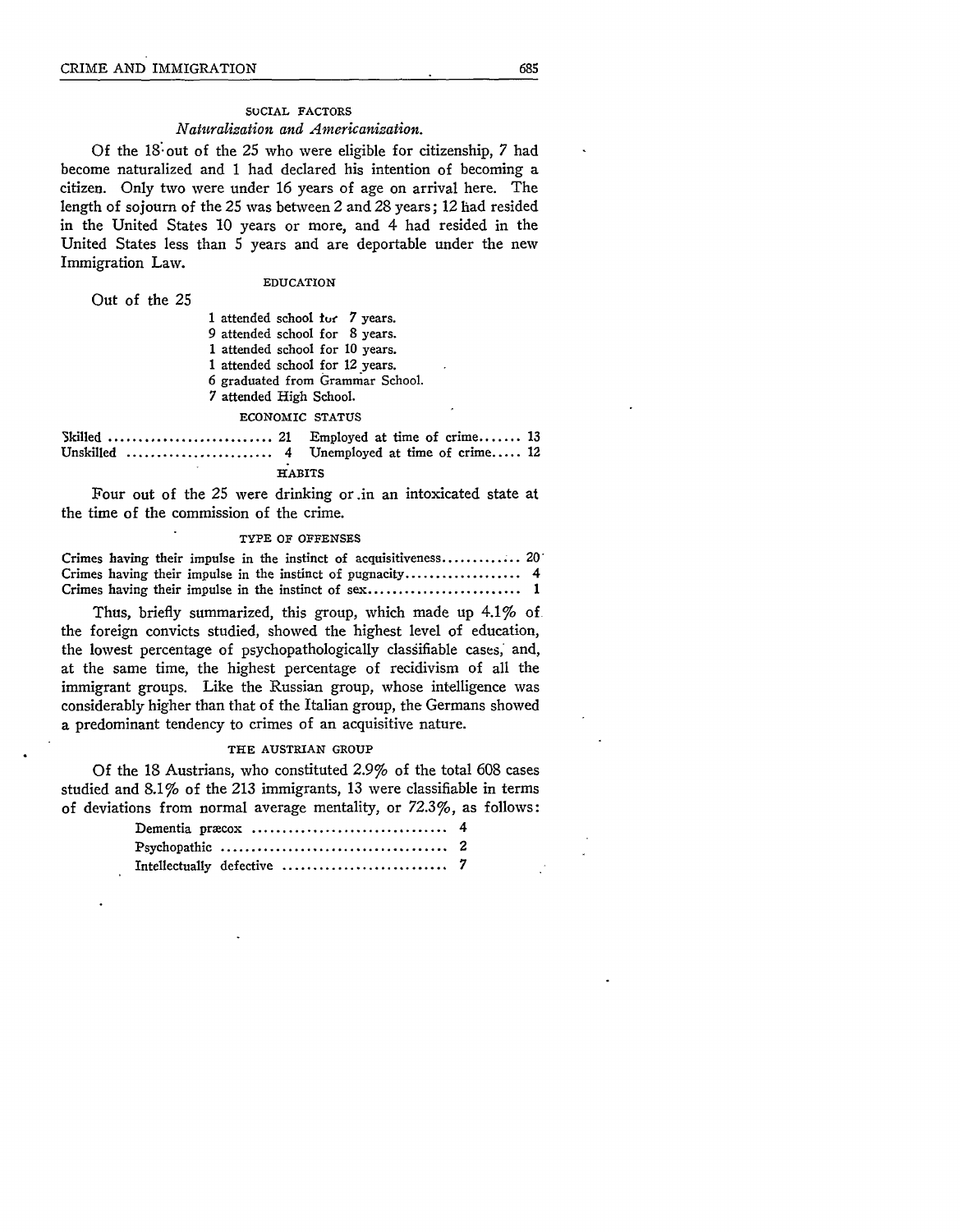### SOCIAL FACTORS

*Naturalization and Americanization.*

Of the 18 out of the 25 who were eligible for citizenship, 7 had become naturalized and 1 had declared his intention of becoming a citizen. Only two were under 16 years of age on arrival here. The length of sojourn of the 25 was between 2 and 28 years; 12 had resided in the United States 10 years or more, and 4 had resided in the United States less than 5 years and are deportable under the new Immigration Law.

### EDUCATION

Out of the 25

- 1 attended school for 7 years.
- 9 attended school for 8 years.
- 1 attended school for 10 years.
- 1 attended school for 12 years.
- 6 graduated from Grammar School.
- 7 attended High School.

### ECONOMIC STATUS

| | | | |
|---|---|---|---|
| Skilled | 21 | Employed at time of crime | 13 |
| Unskilled | 4 | Unemployed at time of crime | 12 |

### HABITS

Four out of the 25 were drinking or in an intoxicated state at the time of the commission of the crime.

### TYPE OF OFFENSES

| | |
|---|---|
| Crimes having their impulse in the instinct of acquisitiveness | 20 |
| Crimes having their impulse in the instinct of pugnacity | 4 |
| Crimes having their impulse in the instinct of sex | 1 |

Thus, briefly summarized, this group, which made up 4.1% of the foreign convicts studied, showed the highest level of education, the lowest percentage of psychopathologically classifiable cases, and, at the same time, the highest percentage of recidivism of all the immigrant groups. Like the Russian group, whose intelligence was considerably higher than that of the Italian group, the Germans showed a predominant tendency to crimes of an acquisitive nature.

### THE AUSTRIAN GROUP

Of the 18 Austrians, who constituted 2.9% of the total 608 cases studied and 8.1% of the 213 immigrants, 13 were classifiable in terms of deviations from normal average mentality, or 72.3%, as follows:

| | |
|---|---|
| Dementia præcox | 4 |
| Psychopathic | 2 |
| Intellectually defective | 7 |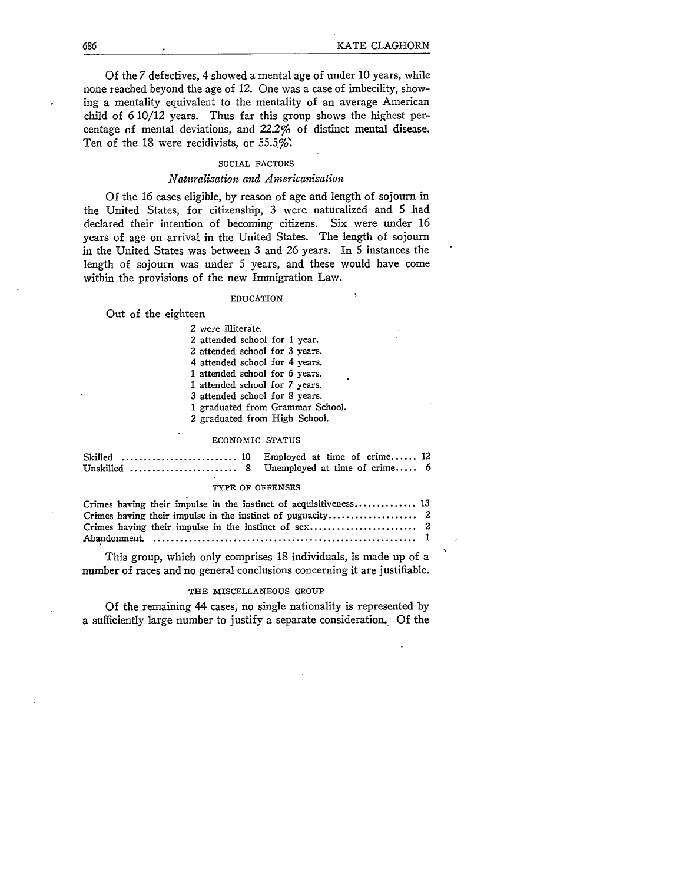Of the 7 defectives, 4 showed a mental age of under 10 years, while none reached beyond the age of 12. One was a case of imbecility, showing a mentality equivalent to the mentality of an average American child of 6 10/12 years. Thus far this group shows the highest percentage of mental deviations, and 22.2% of distinct mental disease. Ten of the 18 were recidivists, or 55.5%.

### SOCIAL FACTORS

#### *Naturalization and Americanization*

Of the 16 cases eligible, by reason of age and length of sojourn in the United States, for citizenship, 3 were naturalized and 5 had declared their intention of becoming citizens. Six were under 16 years of age on arrival in the United States. The length of sojourn in the United States was between 3 and 26 years. In 5 instances the length of sojourn was under 5 years, and these would have come within the provisions of the new Immigration Law.

### EDUCATION

Out of the eighteen

- 2 were illiterate.
- 2 attended school for 1 year.
- 2 attended school for 3 years.
- 4 attended school for 4 years.
- 1 attended school for 6 years.
- 1 attended school for 7 years.
- 3 attended school for 8 years.
- 1 graduated from Grammar School.
- 2 graduated from High School.

### ECONOMIC STATUS

| | | | |
|---|---|---|---|
| Skilled | 10 | Employed at time of crime | 12 |
| Unskilled | 8 | Unemployed at time of crime | 6 |

### TYPE OF OFFENSES

| | |
|---|---|
| Crimes having their impulse in the instinct of acquisitiveness | 13 |
| Crimes having their impulse in the instinct of pugnacity | 2 |
| Crimes having their impulse in the instinct of sex | 2 |
| Abandonment | 1 |

This group, which only comprises 18 individuals, is made up of a number of races and no general conclusions concerning it are justifiable.

### THE MISCELLANEOUS GROUP

Of the remaining 44 cases, no single nationality is represented by a sufficiently large number to justify a separate consideration. Of the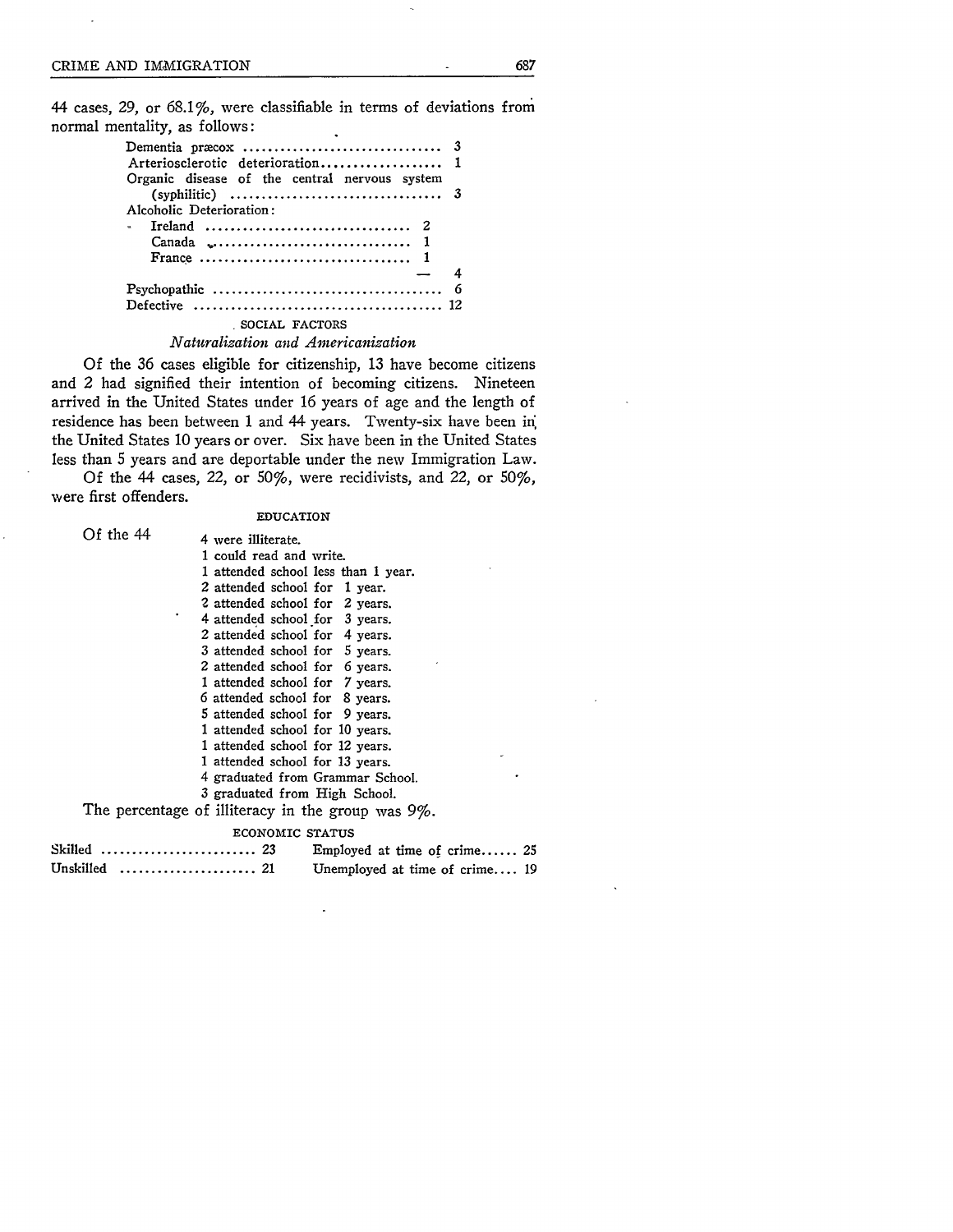44 cases, 29, or 68.1%, were classifiable in terms of deviations from normal mentality, as follows:

| | | |
|---|---|---|
| Dementia præcox | | 3 |
| Arteriosclerotic deterioration | | 1 |
| Organic disease of the central nervous system (syphilitic) | | 3 |
| Alcoholic Deterioration: | | |
| Ireland | 2 | |
| Canada | 1 | |
| France | 1 | |
| | — | 4 |
| Psychopathic | | 6 |
| Defective | | 12 |

## SOCIAL FACTORS

### *Naturalization and Americanization*

Of the 36 cases eligible for citizenship, 13 have become citizens and 2 had signified their intention of becoming citizens. Nineteen arrived in the United States under 16 years of age and the length of residence has been between 1 and 44 years. Twenty-six have been in the United States 10 years or over. Six have been in the United States less than 5 years and are deportable under the new Immigration Law.

Of the 44 cases, 22, or 50%, were recidivists, and 22, or 50%, were first offenders.

### EDUCATION

Of the 44

- 4 were illiterate.
- 1 could read and write.
- 1 attended school less than 1 year.
- 2 attended school for 1 year.
- 2 attended school for 2 years.
- 4 attended school for 3 years.
- 2 attended school for 4 years.
- 3 attended school for 5 years.
- 2 attended school for 6 years.
- 1 attended school for 7 years.
- 6 attended school for 8 years.
- 5 attended school for 9 years.
- 1 attended school for 10 years.
- 1 attended school for 12 years.
- 1 attended school for 13 years.
- 4 graduated from Grammar School.
- 3 graduated from High School.

The percentage of illiteracy in the group was 9%.

### ECONOMIC STATUS

| | | | |
|---|---|---|---|
| Skilled | 23 | Employed at time of crime | 25 |
| Unskilled | 21 | Unemployed at time of crime | 19 |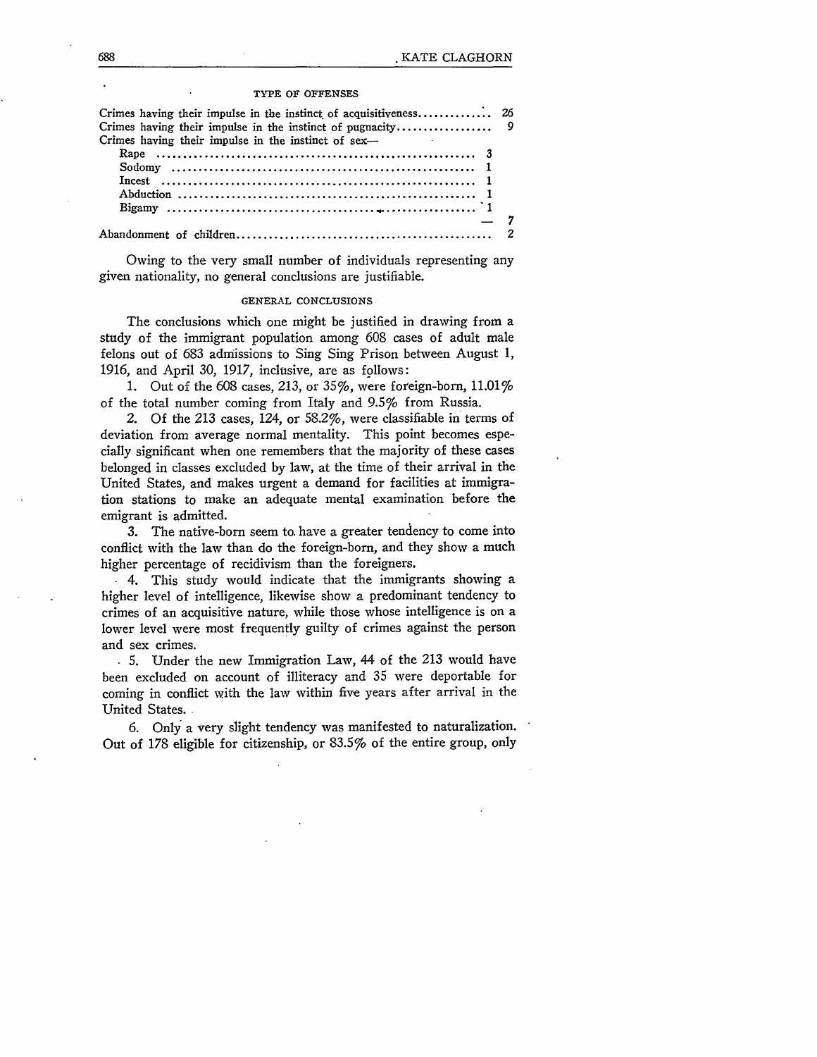### TYPE OF OFFENSES

| | | |
|---|---|---|
| Crimes having their impulse in the instinct of acquisitiveness | | 26 |
| Crimes having their impulse in the instinct of pugnacity | | 9 |
| Crimes having their impulse in the instinct of sex— | | |
| Rape | 3 | |
| Sodomy | 1 | |
| Incest | 1 | |
| Abduction | 1 | |
| Bigamy | 1 | |
| | — | 7 |
| Abandonment of children | | 2 |

Owing to the very small number of individuals representing any given nationality, no general conclusions are justifiable.

### GENERAL CONCLUSIONS

The conclusions which one might be justified in drawing from a study of the immigrant population among 608 cases of adult male felons out of 683 admissions to Sing Sing Prison between August 1, 1916, and April 30, 1917, inclusive, are as follows:

1. Out of the 608 cases, 213, or 35%, were foreign-born, 11.01% of the total number coming from Italy and 9.5% from Russia.

2. Of the 213 cases, 124, or 58.2%, were classifiable in terms of deviation from average normal mentality. This point becomes especially significant when one remembers that the majority of these cases belonged in classes excluded by law, at the time of their arrival in the United States, and makes urgent a demand for facilities at immigration stations to make an adequate mental examination before the emigrant is admitted.

3. The native-born seem to have a greater tendency to come into conflict with the law than do the foreign-born, and they show a much higher percentage of recidivism than the foreigners.

4. This study would indicate that the immigrants showing a higher level of intelligence, likewise show a predominant tendency to crimes of an acquisitive nature, while those whose intelligence is on a lower level were most frequently guilty of crimes against the person and sex crimes.

5. Under the new Immigration Law, 44 of the 213 would have been excluded on account of illiteracy and 35 were deportable for coming in conflict with the law within five years after arrival in the United States.

6. Only a very slight tendency was manifested to naturalization. Out of 178 eligible for citizenship, or 83.5% of the entire group, only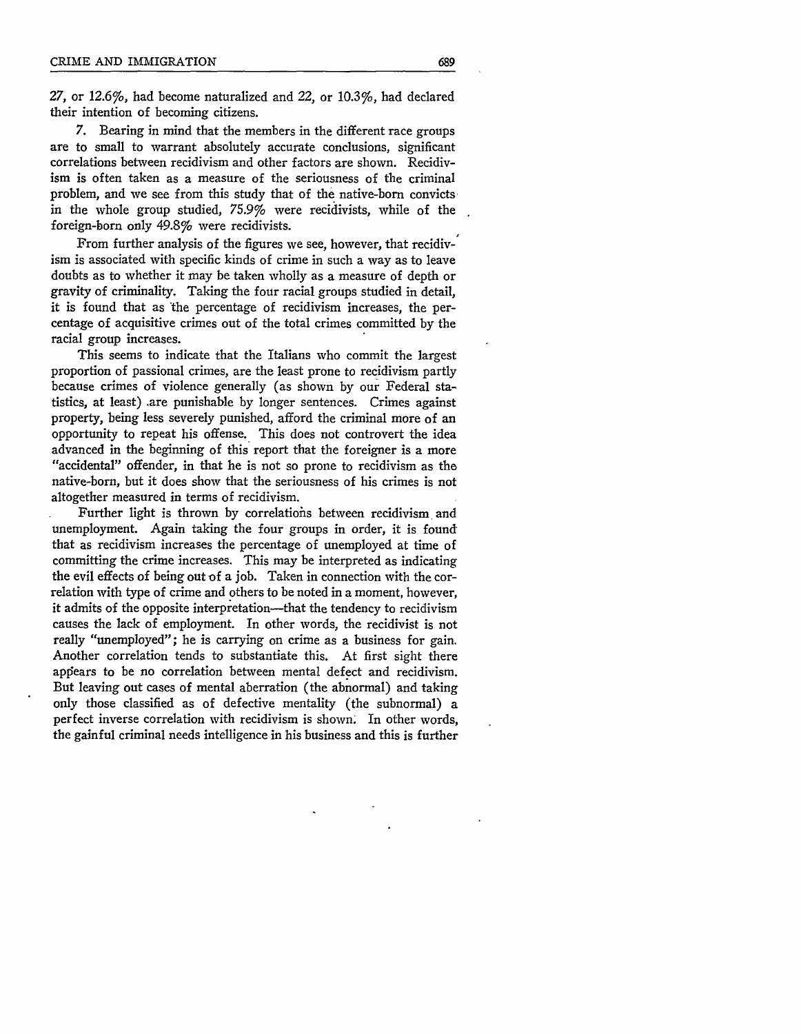27, or 12.6%, had become naturalized and 22, or 10.3%, had declared their intention of becoming citizens.

7. Bearing in mind that the members in the different race groups are to small to warrant absolutely accurate conclusions, significant correlations between recidivism and other factors are shown. Recidivism is often taken as a measure of the seriousness of the criminal problem, and we see from this study that of the native-born convicts in the whole group studied, 75.9% were recidivists, while of the foreign-born only 49.8% were recidivists.

From further analysis of the figures we see, however, that recidivism is associated with specific kinds of crime in such a way as to leave doubts as to whether it may be taken wholly as a measure of depth or gravity of criminality. Taking the four racial groups studied in detail, it is found that as the percentage of recidivism increases, the percentage of acquisitive crimes out of the total crimes committed by the racial group increases.

This seems to indicate that the Italians who commit the largest proportion of passional crimes, are the least prone to recidivism partly because crimes of violence generally (as shown by our Federal statistics, at least) are punishable by longer sentences. Crimes against property, being less severely punished, afford the criminal more of an opportunity to repeat his offense. This does not controvert the idea advanced in the beginning of this report that the foreigner is a more "accidental" offender, in that he is not so prone to recidivism as the native-born, but it does show that the seriousness of his crimes is not altogether measured in terms of recidivism.

Further light is thrown by correlations between recidivism and unemployment. Again taking the four groups in order, it is found that as recidivism increases the percentage of unemployed at time of committing the crime increases. This may be interpreted as indicating the evil effects of being out of a job. Taken in connection with the correlation with type of crime and others to be noted in a moment, however, it admits of the opposite interpretation—that the tendency to recidivism causes the lack of employment. In other words, the recidivist is not really "unemployed"; he is carrying on crime as a business for gain. Another correlation tends to substantiate this. At first sight there appears to be no correlation between mental defect and recidivism. But leaving out cases of mental aberration (the abnormal) and taking only those classified as of defective mentality (the subnormal) a perfect inverse correlation with recidivism is shown. In other words, the gainful criminal needs intelligence in his business and this is further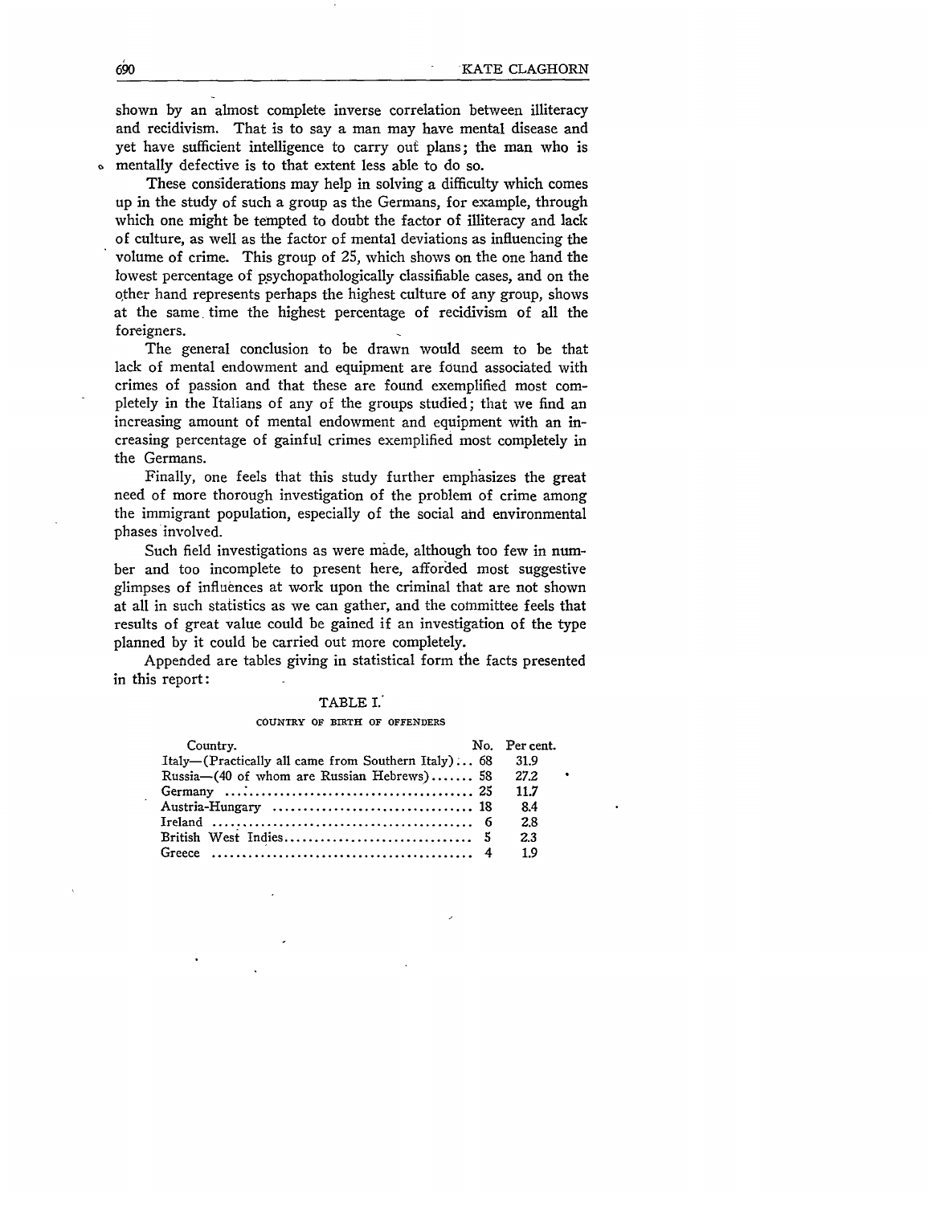shown by an almost complete inverse correlation between illiteracy and recidivism. That is to say a man may have mental disease and yet have sufficient intelligence to carry out plans; the man who is mentally defective is to that extent less able to do so.

These considerations may help in solving a difficulty which comes up in the study of such a group as the Germans, for example, through which one might be tempted to doubt the factor of illiteracy and lack of culture, as well as the factor of mental deviations as influencing the volume of crime. This group of 25, which shows on the one hand the lowest percentage of psychopathologically classifiable cases, and on the other hand represents perhaps the highest culture of any group, shows at the same time the highest percentage of recidivism of all the foreigners.

The general conclusion to be drawn would seem to be that lack of mental endowment and equipment are found associated with crimes of passion and that these are found exemplified most completely in the Italians of any of the groups studied; that we find an increasing amount of mental endowment and equipment with an increasing percentage of gainful crimes exemplified most completely in the Germans.

Finally, one feels that this study further emphasizes the great need of more thorough investigation of the problem of crime among the immigrant population, especially of the social and environmental phases involved.

Such field investigations as were made, although too few in number and too incomplete to present here, afforded most suggestive glimpses of influences at work upon the criminal that are not shown at all in such statistics as we can gather, and the committee feels that results of great value could be gained if an investigation of the type planned by it could be carried out more completely.

Appended are tables giving in statistical form the facts presented in this report:

TABLE I.

COUNTRY OF BIRTH OF OFFENDERS

| Country. | No. | Per cent. |
|---|---|---|
| Italy—(Practically all came from Southern Italy) | 68 | 31.9 |
| Russia—(40 of whom are Russian Hebrews) | 58 | 27.2 |
| Germany | 25 | 11.7 |
| Austria-Hungary | 18 | 8.4 |
| Ireland | 6 | 2.8 |
| British West Indies | 5 | 2.3 |
| Greece | 4 | 1.9 |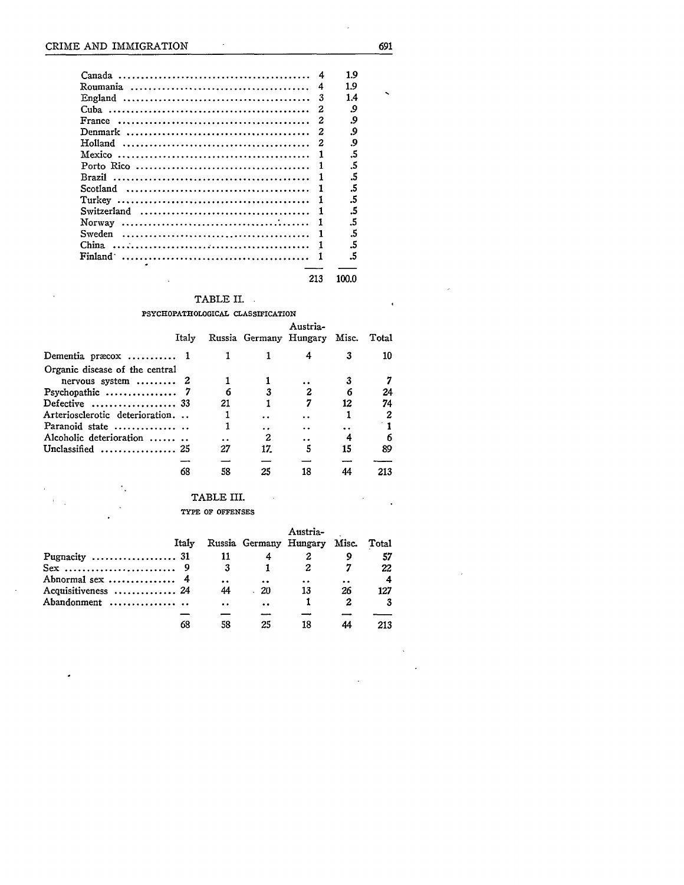| | | |
|---|---|---|
| Canada | 4 | 1.9 |
| Roumania | 4 | 1.9 |
| England | 3 | 1.4 |
| Cuba | 2 | .9 |
| France | 2 | .9 |
| Denmark | 2 | .9 |
| Holland | 2 | .9 |
| Mexico | 1 | .5 |
| Porto Rico | 1 | .5 |
| Brazil | 1 | .5 |
| Scotland | 1 | .5 |
| Turkey | 1 | .5 |
| Switzerland | 1 | .5 |
| Norway | 1 | .5 |
| Sweden | 1 | .5 |
| China | 1 | .5 |
| Finland | 1 | .5 |
| | 213 | 100.0 |

TABLE II.

PSYCHOPATHOLOGICAL CLASSIFICATION

| | Italy | Russia | Germany | Austria-Hungary | Misc. | Total |
|---|---|---|---|---|---|---|
| Dementia præcox | 1 | 1 | 1 | 4 | 3 | 10 |
| Organic disease of the central nervous system | 2 | 1 | 1 | .. | 3 | 7 |
| Psychopathic | 7 | 6 | 3 | 2 | 6 | 24 |
| Defective | 33 | 21 | 1 | 7 | 12 | 74 |
| Arteriosclerotic deterioration | .. | 1 | .. | .. | 1 | 2 |
| Paranoid state | .. | 1 | .. | .. | .. | 1 |
| Alcoholic deterioration | .. | .. | 2 | .. | 4 | 6 |
| Unclassified | 25 | 27 | 17 | 5 | 15 | 89 |
| | 68 | 58 | 25 | 18 | 44 | 213 |

TABLE III.

TYPE OF OFFENSES

| | Italy | Russia | Germany | Austria-Hungary | Misc. | Total |
|---|---|---|---|---|---|---|
| Pugnacity | 31 | 11 | 4 | 2 | 9 | 57 |
| Sex | 9 | 3 | 1 | 2 | 7 | 22 |
| Abnormal sex | 4 | .. | .. | .. | .. | 4 |
| Acquisitiveness | 24 | 44 | 20 | 13 | 26 | 127 |
| Abandonment | .. | .. | .. | 1 | 2 | 3 |
| | 68 | 58 | 25 | 18 | 44 | 213 |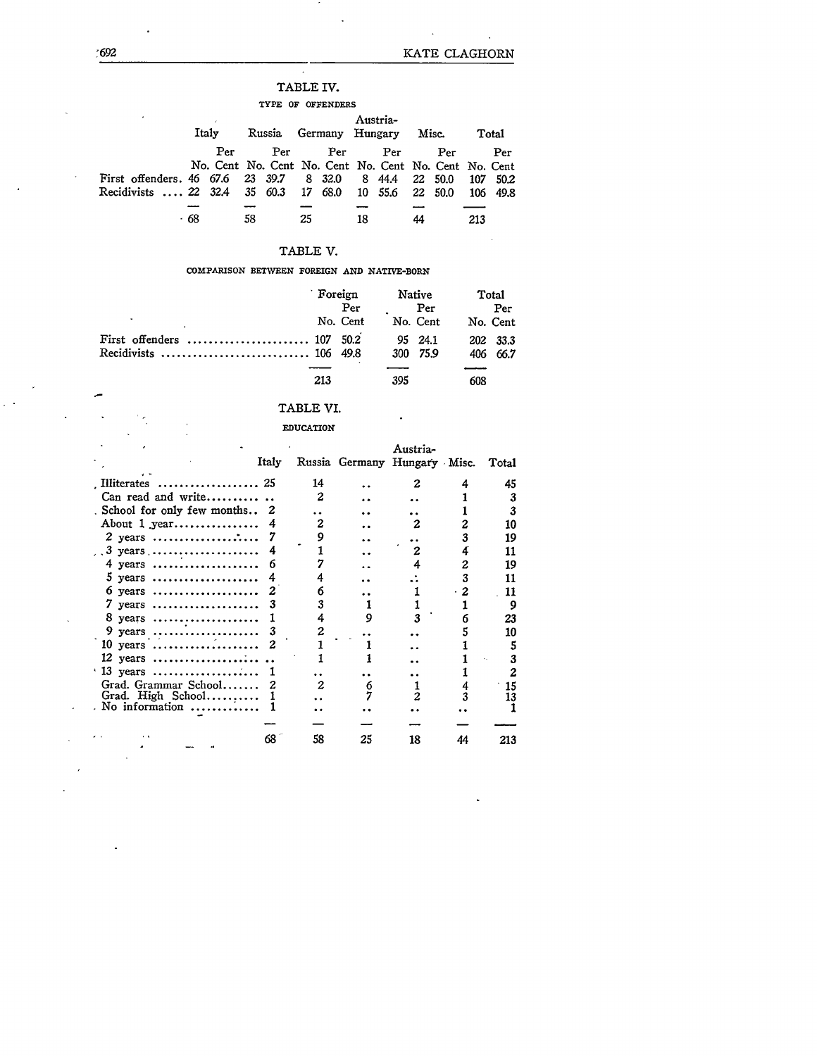## TABLE IV.

TYPE OF OFFENDERS

| | Italy | | Russia | | Germany | | Austria-Hungary | | Misc. | | Total | |
|---|---|---|---|---|---|---|---|---|---|---|---|---|
| | No. | Per Cent | No. | Per Cent | No. | Per Cent | No. | Per Cent | No. | Per Cent | No. | Per Cent |
| First offenders | 46 | 67.6 | 23 | 39.7 | 8 | 32.0 | 8 | 44.4 | 22 | 50.0 | 107 | 50.2 |
| Recidivists | 22 | 32.4 | 35 | 60.3 | 17 | 68.0 | 10 | 55.6 | 22 | 50.0 | 106 | 49.8 |
| | 68 | | 58 | | 25 | | 18 | | 44 | | 213 | |

## TABLE V.

COMPARISON BETWEEN FOREIGN AND NATIVE-BORN

| | Foreign | | Native | | Total | |
|---|---|---|---|---|---|---|
| | No. | Per Cent | No. | Per Cent | No. | Per Cent |
| First offenders | 107 | 50.2 | 95 | 24.1 | 202 | 33.3 |
| Recidivists | 106 | 49.8 | 300 | 75.9 | 406 | 66.7 |
| | 213 | | 395 | | 608 | |

## TABLE VI.

EDUCATION

| | Italy | Russia | Germany | Austria-Hungary | Misc. | Total |
|---|---|---|---|---|---|---|
| Illiterates | 25 | 14 | .. | 2 | 4 | 45 |
| Can read and write | .. | 2 | .. | .. | 1 | 3 |
| School for only few months | 2 | .. | .. | .. | 1 | 3 |
| About 1 year | 4 | 2 | .. | 2 | 2 | 10 |
| 2 years | 7 | 9 | .. | .. | 3 | 19 |
| 3 years | 4 | 1 | .. | 2 | 4 | 11 |
| 4 years | 6 | 7 | .. | 4 | 2 | 19 |
| 5 years | 4 | 4 | .. | .. | 3 | 11 |
| 6 years | 2 | 6 | .. | 1 | 2 | 11 |
| 7 years | 3 | 3 | 1 | 1 | 1 | 9 |
| 8 years | 1 | 4 | 9 | 3 | 6 | 23 |
| 9 years | 3 | 2 | .. | .. | 5 | 10 |
| 10 years | 2 | 1 | 1 | .. | 1 | 5 |
| 12 years | .. | 1 | 1 | .. | 1 | 3 |
| 13 years | 1 | .. | .. | .. | 1 | 2 |
| Grad. Grammar School | 2 | 2 | 6 | 1 | 4 | 15 |
| Grad. High School | 1 | .. | 7 | 2 | 3 | 13 |
| No information | 1 | .. | .. | .. | .. | 1 |
| | 68 | 58 | 25 | 18 | 44 | 213 |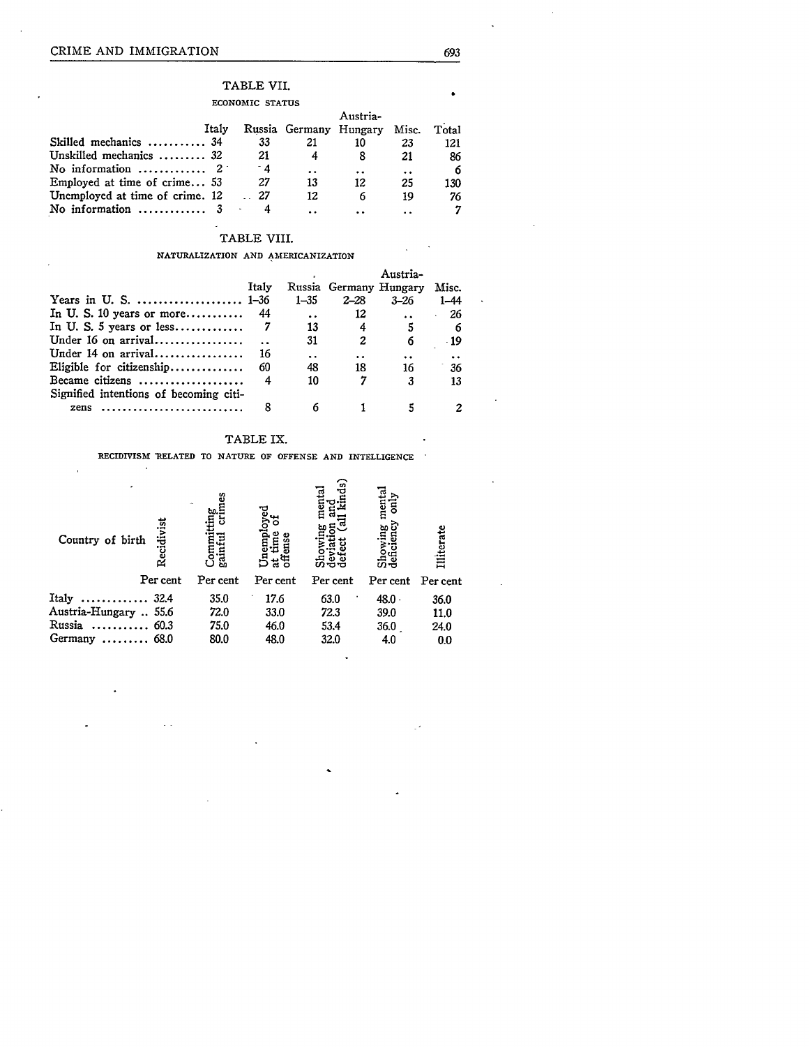## TABLE VII.

ECONOMIC STATUS

| | Italy | Russia | Germany | Austria-Hungary | Misc. | Total |
|---|---|---|---|---|---|---|
| Skilled mechanics | 34 | 33 | 21 | 10 | 23 | 121 |
| Unskilled mechanics | 32 | 21 | 4 | 8 | 21 | 86 |
| No information | 2 | 4 | .. | .. | .. | 6 |
| Employed at time of crime | 53 | 27 | 13 | 12 | 25 | 130 |
| Unemployed at time of crime | 12 | 27 | 12 | 6 | 19 | 76 |
| No information | 3 | 4 | .. | .. | .. | 7 |

## TABLE VIII.

NATURALIZATION AND AMERICANIZATION

| | Italy | Russia | Germany | Austria-Hungary | Misc. |
|---|---|---|---|---|---|
| Years in U. S. | 1–36 | 1–35 | 2–28 | 3–26 | 1–44 |
| In U. S. 10 years or more | 44 | .. | 12 | .. | 26 |
| In U. S. 5 years or less | 7 | 13 | 4 | 5 | 6 |
| Under 16 on arrival | .. | 31 | 2 | 6 | 19 |
| Under 14 on arrival | 16 | .. | .. | .. | .. |
| Eligible for citizenship | 60 | 48 | 18 | 16 | 36 |
| Became citizens | 4 | 10 | 7 | 3 | 13 |
| Signified intentions of becoming citizens | 8 | 6 | 1 | 5 | 2 |

## TABLE IX.

RECIDIVISM RELATED TO NATURE OF OFFENSE AND INTELLIGENCE

| Country of birth | Recidivist | Committing gainful crimes | Unemployed at time of offense | Showing mental deviation and defect (all kinds) | Showing mental deficiency only | Illiterate |
|---|---|---|---|---|---|---|
| | Per cent | Per cent | Per cent | Per cent | Per cent | Per cent |
| Italy | 32.4 | 35.0 | 17.6 | 63.0 | 48.0 | 36.0 |
| Austria-Hungary | 55.6 | 72.0 | 33.0 | 72.3 | 39.0 | 11.0 |
| Russia | 60.3 | 75.0 | 46.0 | 53.4 | 36.0 | 24.0 |
| Germany | 68.0 | 80.0 | 48.0 | 32.0 | 4.0 | 0.0 |